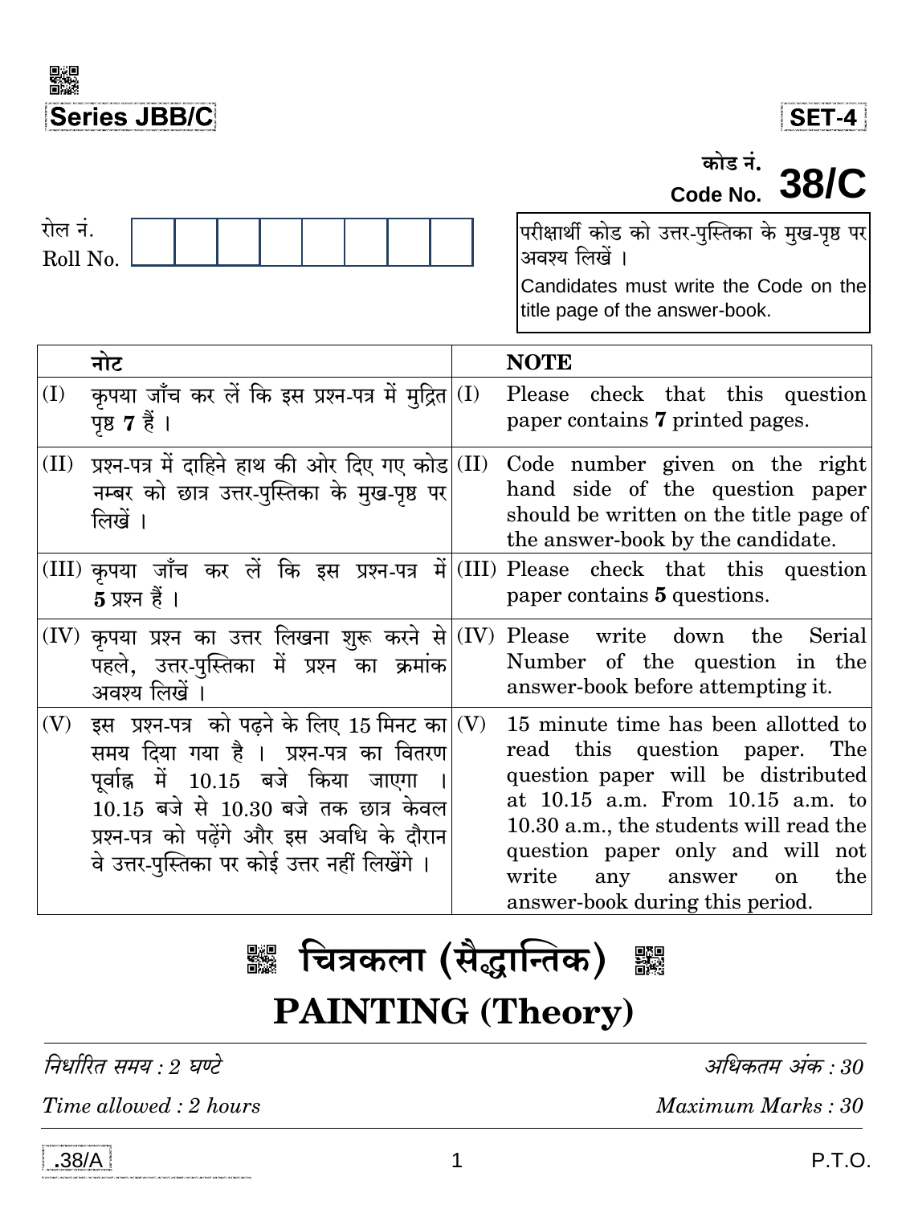**Series JBB/C**

**SET-4**

कोड नं.
**Code No. 38/C**

रोल नं.
Roll No.

परीक्षार्थी कोड को उत्तर-पुस्तिका के मुख-पृष्ठ पर अवश्य लिखें ।

Candidates must write the Code on the title page of the answer-book.

| नोट | NOTE |
|---|---|
| (I) कृपया जाँच कर लें कि इस प्रश्न-पत्र में मुद्रित पृष्ठ **7** हैं । | (I) Please check that this question paper contains **7** printed pages. |
| (II) प्रश्न-पत्र में दाहिने हाथ की ओर दिए गए कोड नम्बर को छात्र उत्तर-पुस्तिका के मुख-पृष्ठ पर लिखें । | (II) Code number given on the right hand side of the question paper should be written on the title page of the answer-book by the candidate. |
| (III) कृपया जाँच कर लें कि इस प्रश्न-पत्र में **5** प्रश्न हैं । | (III) Please check that this question paper contains **5** questions. |
| (IV) कृपया प्रश्न का उत्तर लिखना शुरू करने से पहले, उत्तर-पुस्तिका में प्रश्न का क्रमांक अवश्य लिखें । | (IV) Please write down the Serial Number of the question in the answer-book before attempting it. |
| (V) इस प्रश्न-पत्र को पढ़ने के लिए 15 मिनट का समय दिया गया है । प्रश्न-पत्र का वितरण पूर्वाह्न में 10.15 बजे किया जाएगा । 10.15 बजे से 10.30 बजे तक छात्र केवल प्रश्न-पत्र को पढ़ेंगे और इस अवधि के दौरान वे उत्तर-पुस्तिका पर कोई उत्तर नहीं लिखेंगे । | (V) 15 minute time has been allotted to read this question paper. The question paper will be distributed at 10.15 a.m. From 10.15 a.m. to 10.30 a.m., the students will read the question paper only and will not write any answer on the answer-book during this period. |

# चित्रकला (सैद्धान्तिक)

# PAINTING (Theory)

*निर्धारित समय : 2 घण्टे* — *अधिकतम अंक : 30*

*Time allowed : 2 hours* — *Maximum Marks : 30*

.38/A

P.T.O.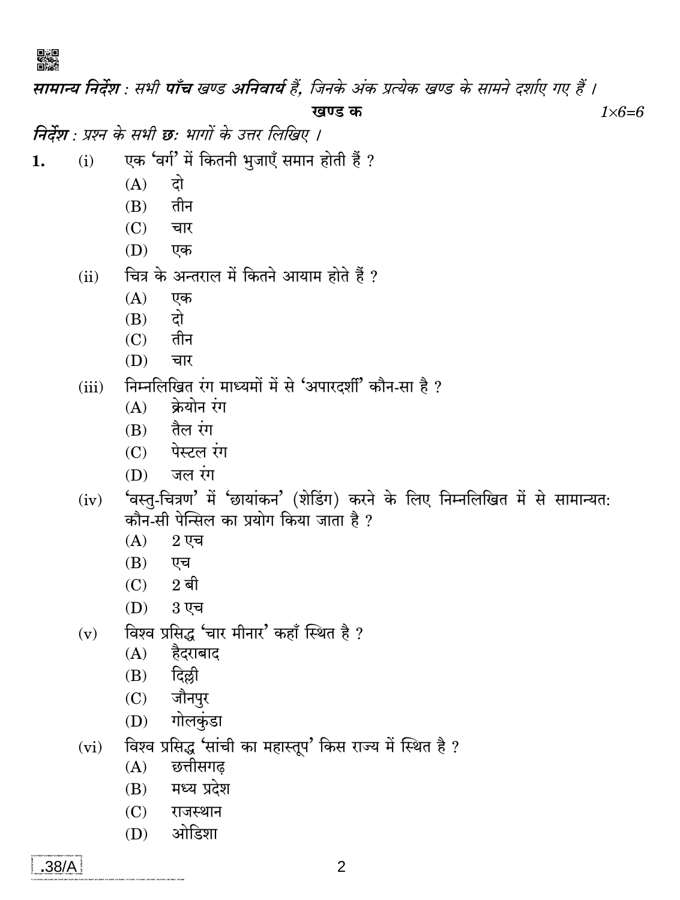***सामान्य निर्देश :*** *सभी* ***पाँच*** *खण्ड* ***अनिवार्य*** *हैं, जिनके अंक प्रत्येक खण्ड के सामने दर्शाए गए हैं ।*

**खण्ड क** *1×6=6*

***निर्देश :*** *प्रश्न के सभी* ***छः*** *भागों के उत्तर लिखिए ।*

**1.** (i) एक 'वर्ग' में कितनी भुजाएँ समान होती हैं ?

(A) दो
(B) तीन
(C) चार
(D) एक

(ii) चित्र के अन्तराल में कितने आयाम होते हैं ?

(A) एक
(B) दो
(C) तीन
(D) चार

(iii) निम्नलिखित रंग माध्यमों में से 'अपारदर्शी' कौन-सा है ?

(A) क्रेयोन रंग
(B) तैल रंग
(C) पेस्टल रंग
(D) जल रंग

(iv) 'वस्तु-चित्रण' में 'छायांकन' (शेडिंग) करने के लिए निम्नलिखित में से सामान्यत: कौन-सी पेन्सिल का प्रयोग किया जाता है ?

(A) 2 एच
(B) एच
(C) 2 बी
(D) 3 एच

(v) विश्व प्रसिद्ध 'चार मीनार' कहाँ स्थित है ?

(A) हैदराबाद
(B) दिल्ली
(C) जौनपुर
(D) गोलकुंडा

(vi) विश्व प्रसिद्ध 'सांची का महास्तूप' किस राज्य में स्थित है ?

(A) छत्तीसगढ़
(B) मध्य प्रदेश
(C) राजस्थान
(D) ओडिशा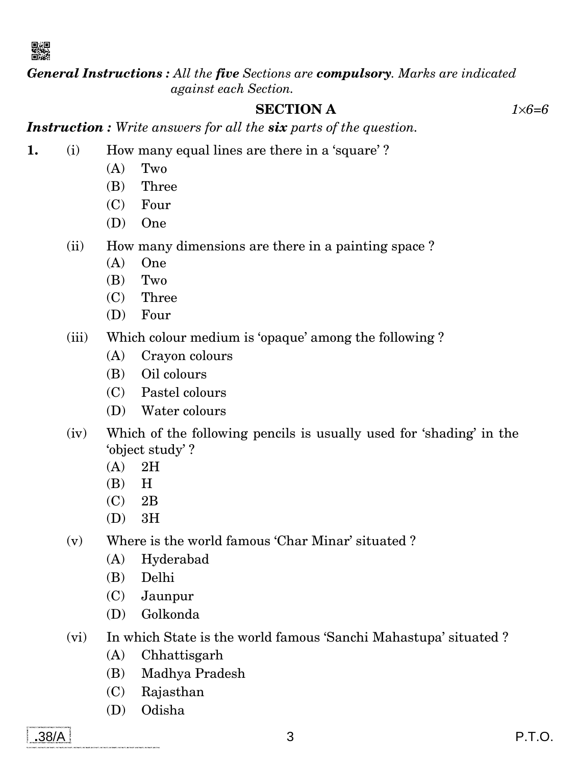***General Instructions :** All the **five** Sections are **compulsory**. Marks are indicated against each Section.*

## SECTION A

*1×6=6*

***Instruction :** Write answers for all the **six** parts of the question.*

**1.** (i) How many equal lines are there in a 'square' ?
   - (A) Two
   - (B) Three
   - (C) Four
   - (D) One

(ii) How many dimensions are there in a painting space ?
   - (A) One
   - (B) Two
   - (C) Three
   - (D) Four

(iii) Which colour medium is 'opaque' among the following ?
   - (A) Crayon colours
   - (B) Oil colours
   - (C) Pastel colours
   - (D) Water colours

(iv) Which of the following pencils is usually used for 'shading' in the 'object study' ?
   - (A) 2H
   - (B) H
   - (C) 2B
   - (D) 3H

(v) Where is the world famous 'Char Minar' situated ?
   - (A) Hyderabad
   - (B) Delhi
   - (C) Jaunpur
   - (D) Golkonda

(vi) In which State is the world famous 'Sanchi Mahastupa' situated ?
   - (A) Chhattisgarh
   - (B) Madhya Pradesh
   - (C) Rajasthan
   - (D) Odisha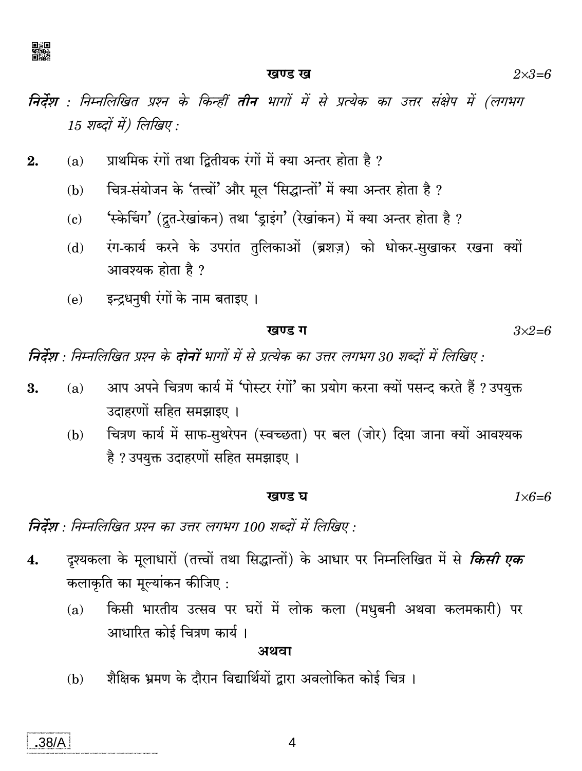### खण्ड ख

$2 \times 3 = 6$

***निर्देश :*** *निम्नलिखित प्रश्न के किन्हीं* ***तीन*** *भागों में से प्रत्येक का उत्तर संक्षेप में (लगभग 15 शब्दों में) लिखिए :*

**2.** (a) प्राथमिक रंगों तथा द्वितीयक रंगों में क्या अन्तर होता है ?

(b) चित्र-संयोजन के 'तत्त्वों' और मूल 'सिद्धान्तों' में क्या अन्तर होता है ?

(c) 'स्केचिंग' (द्रुत-रेखांकन) तथा 'ड्राइंग' (रेखांकन) में क्या अन्तर होता है ?

(d) रंग-कार्य करने के उपरांत तुलिकाओं (ब्रशज़) को धोकर-सुखाकर रखना क्यों आवश्यक होता है ?

(e) इन्द्रधनुषी रंगों के नाम बताइए ।

### खण्ड ग

$3 \times 2 = 6$

***निर्देश :*** *निम्नलिखित प्रश्न के* ***दोनों*** *भागों में से प्रत्येक का उत्तर लगभग 30 शब्दों में लिखिए :*

**3.** (a) आप अपने चित्रण कार्य में 'पोस्टर रंगों' का प्रयोग करना क्यों पसन्द करते हैं ? उपयुक्त उदाहरणों सहित समझाइए ।

(b) चित्रण कार्य में साफ-सुथरेपन (स्वच्छता) पर बल (जोर) दिया जाना क्यों आवश्यक है ? उपयुक्त उदाहरणों सहित समझाइए ।

### खण्ड घ

$1 \times 6 = 6$

***निर्देश :*** *निम्नलिखित प्रश्न का उत्तर लगभग 100 शब्दों में लिखिए :*

**4.** दृश्यकला के मूलाधारों (तत्त्वों तथा सिद्धान्तों) के आधार पर निम्नलिखित में से ***किसी एक*** कलाकृति का मूल्यांकन कीजिए :

(a) किसी भारतीय उत्सव पर घरों में लोक कला (मधुबनी अथवा कलमकारी) पर आधारित कोई चित्रण कार्य ।

**अथवा**

(b) शैक्षिक भ्रमण के दौरान विद्यार्थियों द्वारा अवलोकित कोई चित्र ।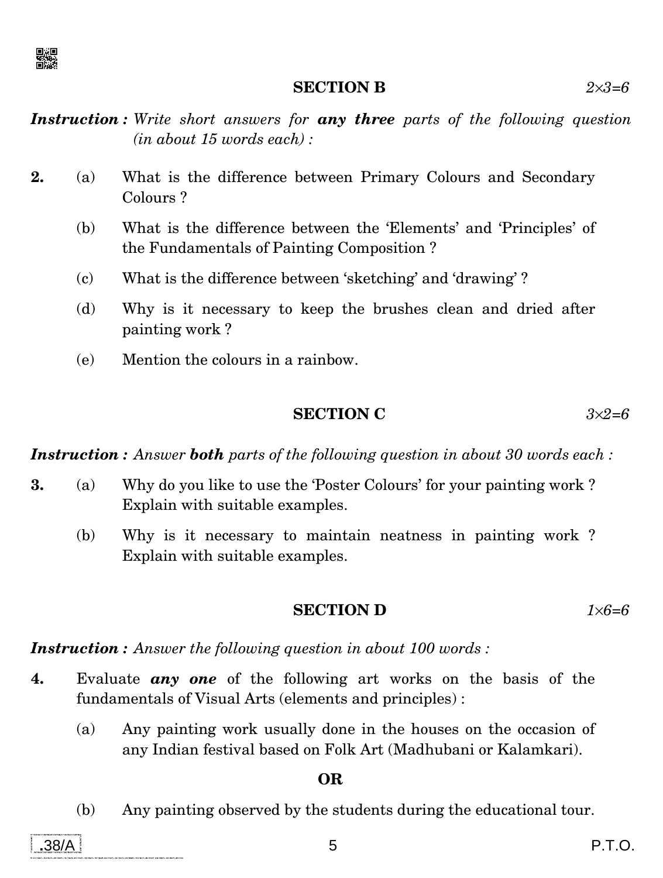## SECTION B

*2×3=6*

***Instruction :*** *Write short answers for **any three** parts of the following question (in about 15 words each) :*

**2.** (a) What is the difference between Primary Colours and Secondary Colours ?

(b) What is the difference between the 'Elements' and 'Principles' of the Fundamentals of Painting Composition ?

(c) What is the difference between 'sketching' and 'drawing' ?

(d) Why is it necessary to keep the brushes clean and dried after painting work ?

(e) Mention the colours in a rainbow.

## SECTION C

*3×2=6*

***Instruction :*** *Answer **both** parts of the following question in about 30 words each :*

**3.** (a) Why do you like to use the 'Poster Colours' for your painting work ? Explain with suitable examples.

(b) Why is it necessary to maintain neatness in painting work ? Explain with suitable examples.

## SECTION D

*1×6=6*

***Instruction :*** *Answer the following question in about 100 words :*

**4.** Evaluate ***any one*** of the following art works on the basis of the fundamentals of Visual Arts (elements and principles) :

(a) Any painting work usually done in the houses on the occasion of any Indian festival based on Folk Art (Madhubani or Kalamkari).

**OR**

(b) Any painting observed by the students during the educational tour.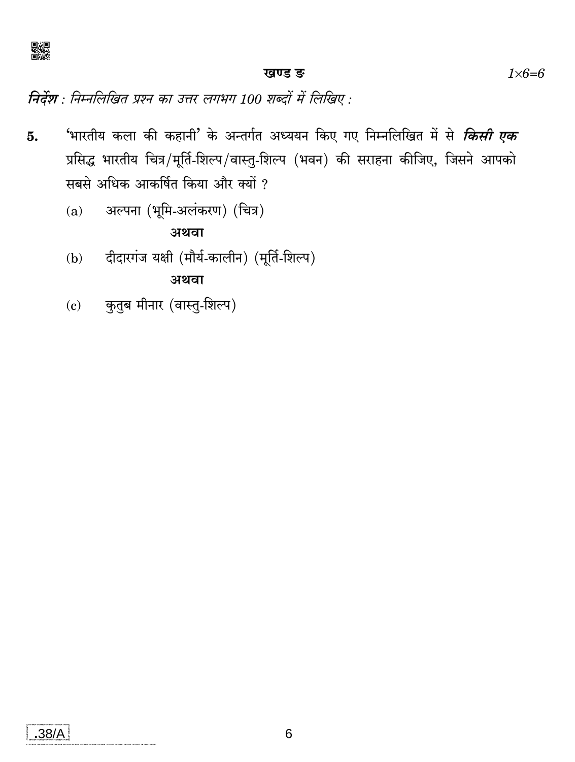## खण्ड ङ

*1×6=6*

***निर्देश :*** *निम्नलिखित प्रश्न का उत्तर लगभग 100 शब्दों में लिखिए :*

**5.** 'भारतीय कला की कहानी' के अन्तर्गत अध्ययन किए गए निम्नलिखित में से ***किसी एक*** प्रसिद्ध भारतीय चित्र/मूर्ति-शिल्प/वास्तु-शिल्प (भवन) की सराहना कीजिए, जिसने आपको सबसे अधिक आकर्षित किया और क्यों ?

(a) अल्पना (भूमि-अलंकरण) (चित्र)

**अथवा**

(b) दीदारगंज यक्षी (मौर्य-कालीन) (मूर्ति-शिल्प)

**अथवा**

(c) कुतुब मीनार (वास्तु-शिल्प)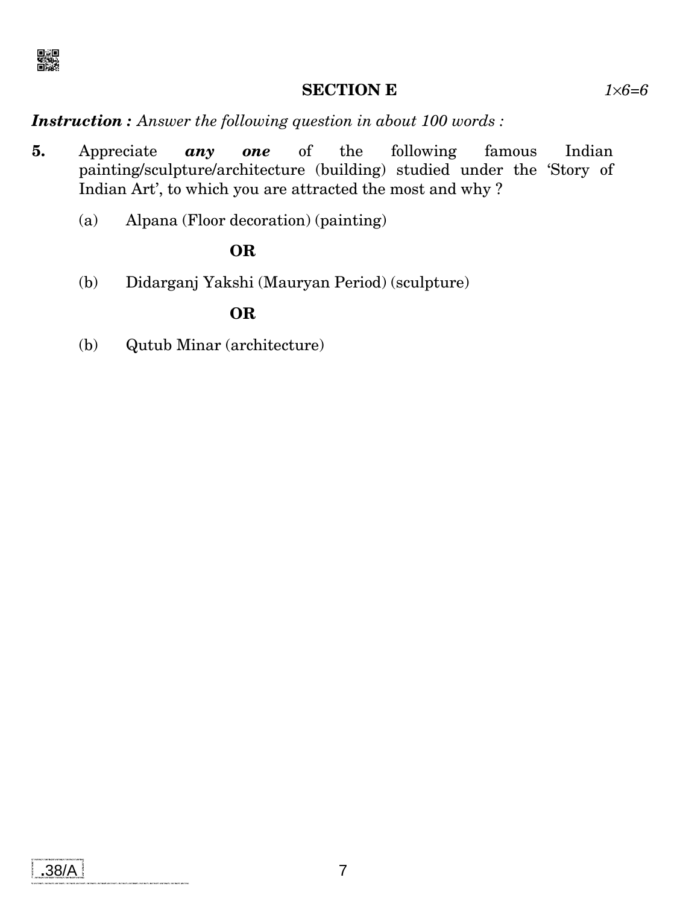## SECTION E

*1×6=6*

***Instruction :*** *Answer the following question in about 100 words :*

**5.** Appreciate ***any one*** of the following famous Indian painting/sculpture/architecture (building) studied under the 'Story of Indian Art', to which you are attracted the most and why ?

(a) Alpana (Floor decoration) (painting)

**OR**

(b) Didarganj Yakshi (Mauryan Period) (sculpture)

**OR**

(b) Qutub Minar (architecture)